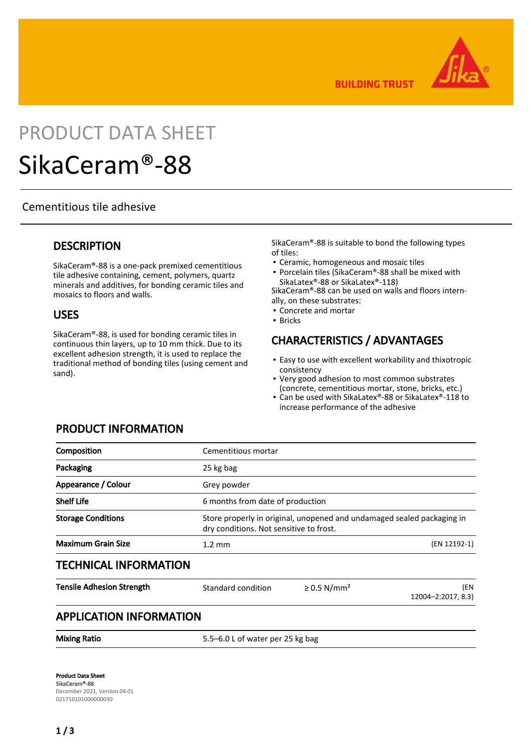# PRODUCT DATA SHEET

# SikaCeram®-88

Cementitious tile adhesive

## DESCRIPTION

SikaCeram®-88 is a one-pack premixed cementitious tile adhesive containing, cement, polymers, quartz minerals and additives, for bonding ceramic tiles and mosaics to floors and walls.

## USES

SikaCeram®-88, is used for bonding ceramic tiles in continuous thin layers, up to 10 mm thick. Due to its excellent adhesion strength, it is used to replace the traditional method of bonding tiles (using cement and sand).

SikaCeram®-88 is suitable to bond the following types of tiles:

- Ceramic, homogeneous and mosaic tiles
- Porcelain tiles (SikaCeram®-88 shall be mixed with SikaLatex®-88 or SikaLatex®-118)

SikaCeram®-88 can be used on walls and floors internally, on these substrates:

- Concrete and mortar
- Bricks

## CHARACTERISTICS / ADVANTAGES

- Easy to use with excellent workability and thixotropic consistency
- Very good adhesion to most common substrates (concrete, cementitious mortar, stone, bricks, etc.)
- Can be used with SikaLatex®-88 or SikaLatex®-118 to increase performance of the adhesive

## PRODUCT INFORMATION

| | | |
|---|---|---|
| **Composition** | Cementitious mortar | |
| **Packaging** | 25 kg bag | |
| **Appearance / Colour** | Grey powder | |
| **Shelf Life** | 6 months from date of production | |
| **Storage Conditions** | Store properly in original, unopened and undamaged sealed packaging in dry conditions. Not sensitive to frost. | |
| **Maximum Grain Size** | 1.2 mm | (EN 12192-1) |

## TECHNICAL INFORMATION

| | | | |
|---|---|---|---|
| **Tensile Adhesion Strength** | Standard condition | ≥ 0.5 N/mm² | (EN 12004–2:2017, 8.3) |

## APPLICATION INFORMATION

| | |
|---|---|
| **Mixing Ratio** | 5.5–6.0 L of water per 25 kg bag |

**Product Data Sheet**
**SikaCeram®-88**
December 2021, Version 04.01
021710101000000030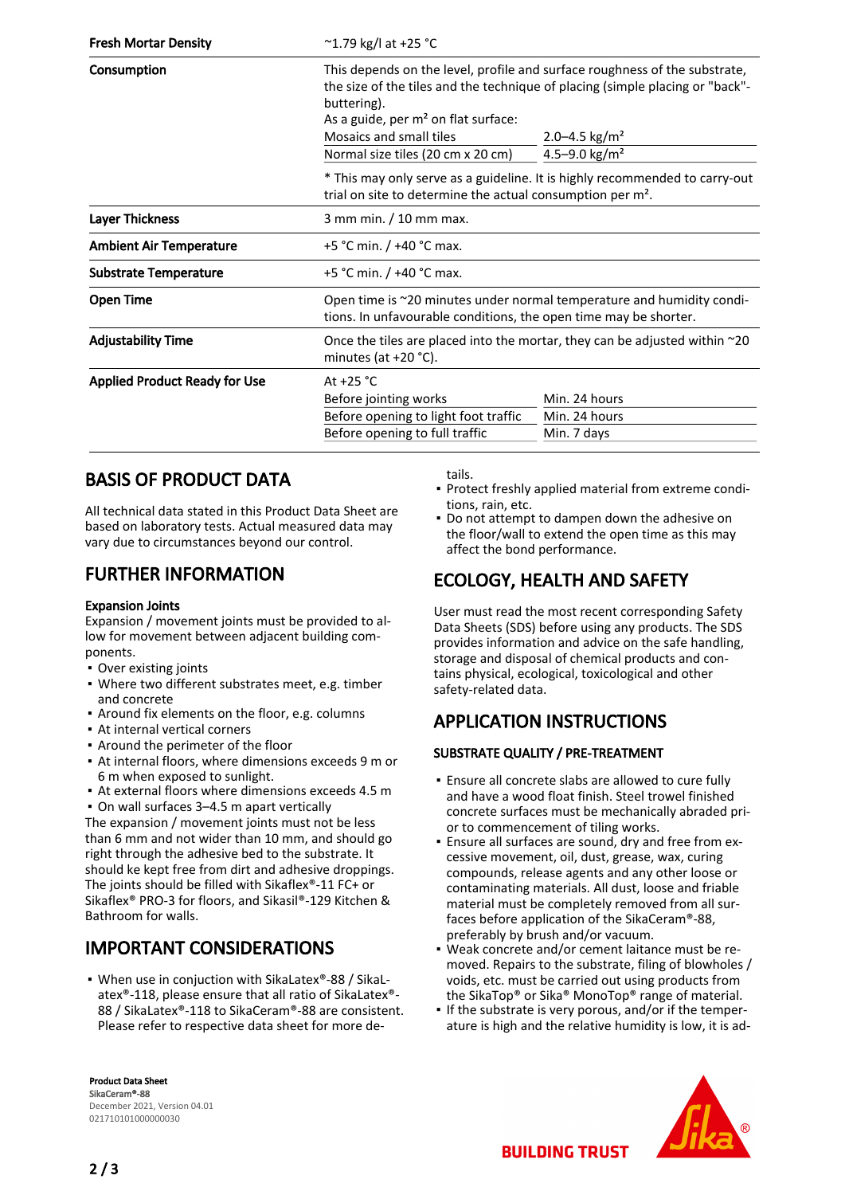| | |
|---|---|
| **Fresh Mortar Density** | ~1.79 kg/l at +25 °C |
| **Consumption** | This depends on the level, profile and surface roughness of the substrate, the size of the tiles and the technique of placing (simple placing or "back"-buttering).<br>As a guide, per m² on flat surface:<br>Mosaics and small tiles: 2.0–4.5 kg/m²<br>Normal size tiles (20 cm x 20 cm): 4.5–9.0 kg/m²<br>* This may only serve as a guideline. It is highly recommended to carry-out trial on site to determine the actual consumption per m². |
| **Layer Thickness** | 3 mm min. / 10 mm max. |
| **Ambient Air Temperature** | +5 °C min. / +40 °C max. |
| **Substrate Temperature** | +5 °C min. / +40 °C max. |
| **Open Time** | Open time is ~20 minutes under normal temperature and humidity conditions. In unfavourable conditions, the open time may be shorter. |
| **Adjustability Time** | Once the tiles are placed into the mortar, they can be adjusted within ~20 minutes (at +20 °C). |
| **Applied Product Ready for Use** | At +25 °C<br>Before jointing works: Min. 24 hours<br>Before opening to light foot traffic: Min. 24 hours<br>Before opening to full traffic: Min. 7 days |

## BASIS OF PRODUCT DATA

All technical data stated in this Product Data Sheet are based on laboratory tests. Actual measured data may vary due to circumstances beyond our control.

## FURTHER INFORMATION

**Expansion Joints**

Expansion / movement joints must be provided to allow for movement between adjacent building components.

- Over existing joints
- Where two different substrates meet, e.g. timber and concrete
- Around fix elements on the floor, e.g. columns
- At internal vertical corners
- Around the perimeter of the floor
- At internal floors, where dimensions exceeds 9 m or 6 m when exposed to sunlight.
- At external floors where dimensions exceeds 4.5 m
- On wall surfaces 3–4.5 m apart vertically

The expansion / movement joints must not be less than 6 mm and not wider than 10 mm, and should go right through the adhesive bed to the substrate. It should ke kept free from dirt and adhesive droppings. The joints should be filled with Sikaflex®-11 FC+ or Sikaflex® PRO-3 for floors, and Sikasil®-129 Kitchen & Bathroom for walls.

## IMPORTANT CONSIDERATIONS

- When use in conjuction with SikaLatex®-88 / SikaLatex®-118, please ensure that all ratio of SikaLatex®-88 / SikaLatex®-118 to SikaCeram®-88 are consistent. Please refer to respective data sheet for more details.
- Protect freshly applied material from extreme conditions, rain, etc.
- Do not attempt to dampen down the adhesive on the floor/wall to extend the open time as this may affect the bond performance.

## ECOLOGY, HEALTH AND SAFETY

User must read the most recent corresponding Safety Data Sheets (SDS) before using any products. The SDS provides information and advice on the safe handling, storage and disposal of chemical products and contains physical, ecological, toxicological and other safety-related data.

## APPLICATION INSTRUCTIONS

### SUBSTRATE QUALITY / PRE-TREATMENT

- Ensure all concrete slabs are allowed to cure fully and have a wood float finish. Steel trowel finished concrete surfaces must be mechanically abraded prior to commencement of tiling works.
- Ensure all surfaces are sound, dry and free from excessive movement, oil, dust, grease, wax, curing compounds, release agents and any other loose or contaminating materials. All dust, loose and friable material must be completely removed from all surfaces before application of SikaCeram®-88, preferably by brush and/or vacuum.
- Weak concrete and/or cement laitance must be removed. Repairs to the substrate, filing of blowholes / voids, etc. must be carried out using products from the SikaTop® or Sika® MonoTop® range of material.
- If the substrate is very porous, and/or if the temperature is high and the relative humidity is low, it is ad-

**Product Data Sheet**
SikaCeram®-88
December 2021, Version 04.01
021710101000000030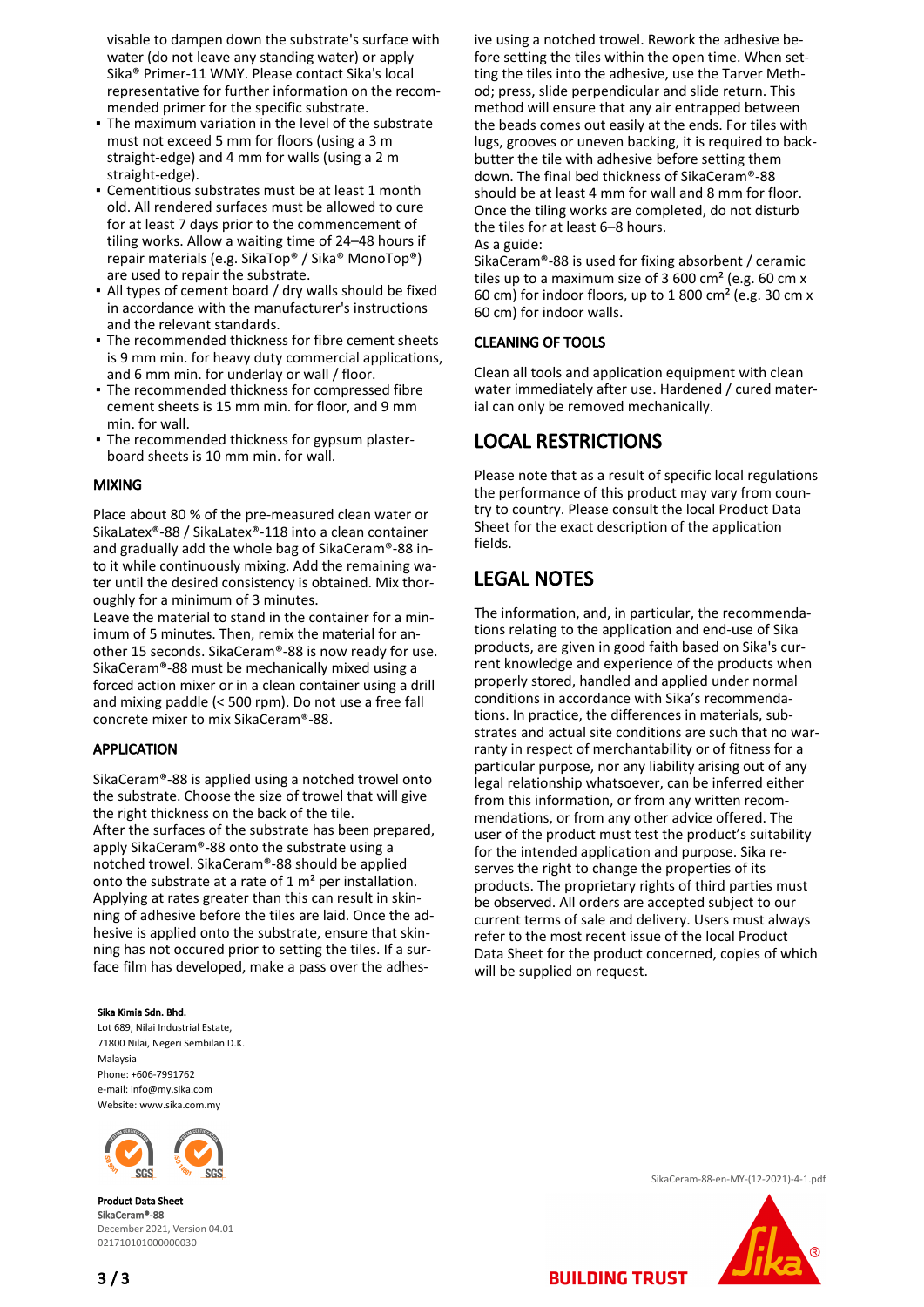visable to dampen down the substrate's surface with water (do not leave any standing water) or apply Sika® Primer-11 WMY. Please contact Sika's local representative for further information on the recommended primer for the specific substrate.

- The maximum variation in the level of the substrate must not exceed 5 mm for floors (using a 3 m straight-edge) and 4 mm for walls (using a 2 m straight-edge).
- Cementitious substrates must be at least 1 month old. All rendered surfaces must be allowed to cure for at least 7 days prior to the commencement of tiling works. Allow a waiting time of 24–48 hours if repair materials (e.g. SikaTop® / Sika® MonoTop®) are used to repair the substrate.
- All types of cement board / dry walls should be fixed in accordance with the manufacturer's instructions and the relevant standards.
- The recommended thickness for fibre cement sheets is 9 mm min. for heavy duty commercial applications, and 6 mm min. for underlay or wall / floor.
- The recommended thickness for compressed fibre cement sheets is 15 mm min. for floor, and 9 mm min. for wall.
- The recommended thickness for gypsum plasterboard sheets is 10 mm min. for wall.

### MIXING

Place about 80 % of the pre-measured clean water or SikaLatex®-88 / SikaLatex®-118 into a clean container and gradually add the whole bag of SikaCeram®-88 into it while continuously mixing. Add the remaining water until the desired consistency is obtained. Mix thoroughly for a minimum of 3 minutes.
Leave the material to stand in the container for a minimum of 5 minutes. Then, remix the material for another 15 seconds. SikaCeram®-88 is now ready for use. SikaCeram®-88 must be mechanically mixed using a forced action mixer or in a clean container using a drill and mixing paddle (< 500 rpm). Do not use a free fall concrete mixer to mix SikaCeram®-88.

### APPLICATION

SikaCeram®-88 is applied using a notched trowel onto the substrate. Choose the size of trowel that will give the right thickness on the back of the tile.
After the surfaces of the substrate has been prepared, apply SikaCeram®-88 onto the substrate using a notched trowel. SikaCeram®-88 should be applied onto the substrate at a rate of 1 m² per installation. Applying at rates greater than this can result in skinning of adhesive before the tiles are laid. Once the adhesive is applied onto the substrate, ensure that skinning has not occured prior to setting the tiles. If a surface film has developed, make a pass over the adhesive using a notched trowel. Rework the adhesive before setting the tiles within the open time. When setting the tiles into the adhesive, use the Tarver Method; press, slide perpendicular and slide return. This method will ensure that any air entrapped between the beads comes out easily at the ends. For tiles with lugs, grooves or uneven backing, it is required to back-butter the tile with adhesive before setting them down. The final bed thickness of SikaCeram®-88 should be at least 4 mm for wall and 8 mm for floor. Once the tiling works are completed, do not disturb the tiles for at least 6–8 hours.
As a guide:
SikaCeram®-88 is used for fixing absorbent / ceramic tiles up to a maximum size of 3 600 cm² (e.g. 60 cm x 60 cm) for indoor floors, up to 1 800 cm² (e.g. 30 cm x 60 cm) for indoor walls.

### CLEANING OF TOOLS

Clean all tools and application equipment with clean water immediately after use. Hardened / cured material can only be removed mechanically.

## LOCAL RESTRICTIONS

Please note that as a result of specific local regulations the performance of this product may vary from country to country. Please consult the local Product Data Sheet for the exact description of the application fields.

## LEGAL NOTES

The information, and, in particular, the recommendations relating to the application and end-use of Sika products, are given in good faith based on Sika's current knowledge and experience of the products when properly stored, handled and applied under normal conditions in accordance with Sika's recommendations. In practice, the differences in materials, substrates and actual site conditions are such that no warranty in respect of merchantability or of fitness for a particular purpose, nor any liability arising out of any legal relationship whatsoever, can be inferred either from this information, or from any written recommendations, or from any other advice offered. The user of the product must test the product's suitability for the intended application and purpose. Sika reserves the right to change the properties of its products. The proprietary rights of third parties must be observed. All orders are accepted subject to our current terms of sale and delivery. Users must always refer to the most recent issue of the local Product Data Sheet for the product concerned, copies of which will be supplied on request.

**Sika Kimia Sdn. Bhd.**
Lot 689, Nilai Industrial Estate,
71800 Nilai, Negeri Sembilan D.K.
Malaysia
Phone: +606-7991762
e-mail: info@my.sika.com
Website: www.sika.com.my

**Product Data Sheet**
**SikaCeram®-88**
December 2021, Version 04.01
021710101000000030

SikaCeram-88-en-MY-(12-2021)-4-1.pdf

BUILDING TRUST